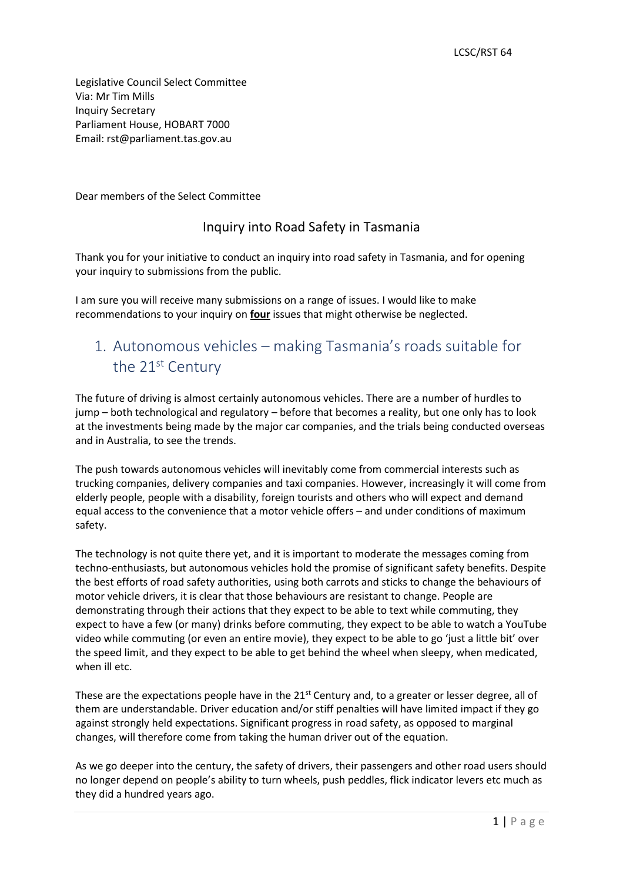LCSC/RST 64

Legislative Council Select Committee
Via: Mr Tim Mills
Inquiry Secretary
Parliament House, HOBART 7000
Email: rst@parliament.tas.gov.au

Dear members of the Select Committee

## Inquiry into Road Safety in Tasmania

Thank you for your initiative to conduct an inquiry into road safety in Tasmania, and for opening your inquiry to submissions from the public.

I am sure you will receive many submissions on a range of issues. I would like to make recommendations to your inquiry on **<u>four</u>** issues that might otherwise be neglected.

## 1. Autonomous vehicles – making Tasmania's roads suitable for the 21st Century

The future of driving is almost certainly autonomous vehicles. There are a number of hurdles to jump – both technological and regulatory – before that becomes a reality, but one only has to look at the investments being made by the major car companies, and the trials being conducted overseas and in Australia, to see the trends.

The push towards autonomous vehicles will inevitably come from commercial interests such as trucking companies, delivery companies and taxi companies. However, increasingly it will come from elderly people, people with a disability, foreign tourists and others who will expect and demand equal access to the convenience that a motor vehicle offers – and under conditions of maximum safety.

The technology is not quite there yet, and it is important to moderate the messages coming from techno-enthusiasts, but autonomous vehicles hold the promise of significant safety benefits. Despite the best efforts of road safety authorities, using both carrots and sticks to change the behaviours of motor vehicle drivers, it is clear that those behaviours are resistant to change. People are demonstrating through their actions that they expect to be able to text while commuting, they expect to have a few (or many) drinks before commuting, they expect to be able to watch a YouTube video while commuting (or even an entire movie), they expect to be able to go 'just a little bit' over the speed limit, and they expect to be able to get behind the wheel when sleepy, when medicated, when ill etc.

These are the expectations people have in the 21st Century and, to a greater or lesser degree, all of them are understandable. Driver education and/or stiff penalties will have limited impact if they go against strongly held expectations. Significant progress in road safety, as opposed to marginal changes, will therefore come from taking the human driver out of the equation.

As we go deeper into the century, the safety of drivers, their passengers and other road users should no longer depend on people's ability to turn wheels, push peddles, flick indicator levers etc much as they did a hundred years ago.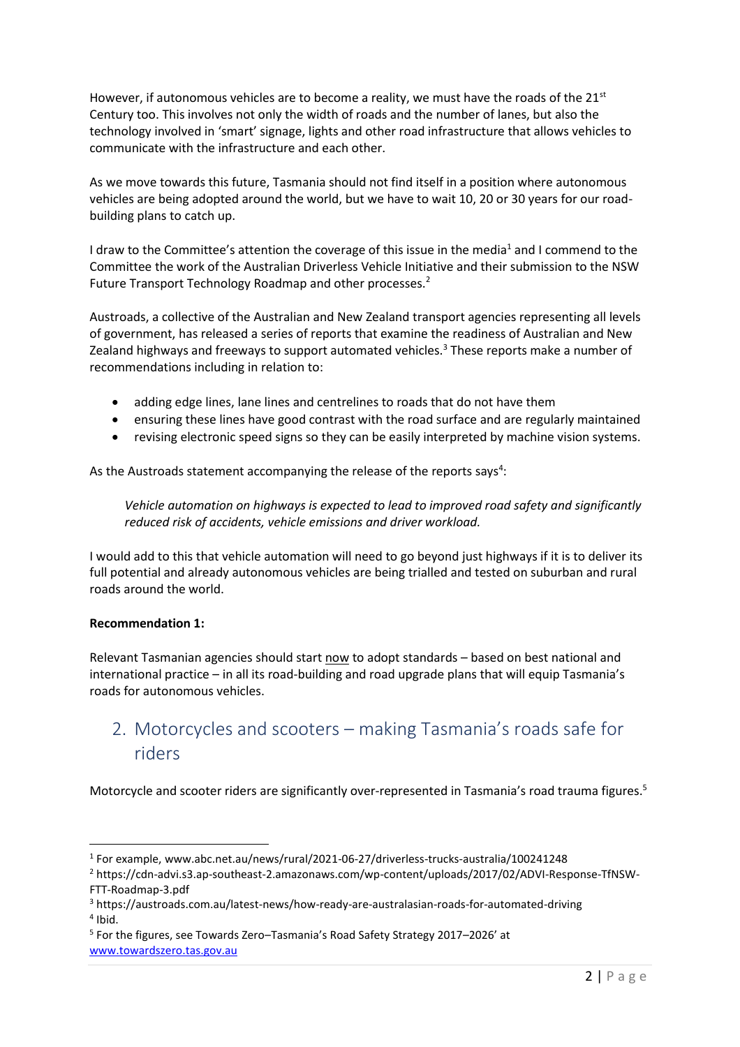However, if autonomous vehicles are to become a reality, we must have the roads of the 21st Century too. This involves not only the width of roads and the number of lanes, but also the technology involved in 'smart' signage, lights and other road infrastructure that allows vehicles to communicate with the infrastructure and each other.

As we move towards this future, Tasmania should not find itself in a position where autonomous vehicles are being adopted around the world, but we have to wait 10, 20 or 30 years for our road-building plans to catch up.

I draw to the Committee's attention the coverage of this issue in the media[1] and I commend to the Committee the work of the Australian Driverless Vehicle Initiative and their submission to the NSW Future Transport Technology Roadmap and other processes.[2]

Austroads, a collective of the Australian and New Zealand transport agencies representing all levels of government, has released a series of reports that examine the readiness of Australian and New Zealand highways and freeways to support automated vehicles.[3] These reports make a number of recommendations including in relation to:

- adding edge lines, lane lines and centrelines to roads that do not have them
- ensuring these lines have good contrast with the road surface and are regularly maintained
- revising electronic speed signs so they can be easily interpreted by machine vision systems.

As the Austroads statement accompanying the release of the reports says[4]:

> *Vehicle automation on highways is expected to lead to improved road safety and significantly reduced risk of accidents, vehicle emissions and driver workload.*

I would add to this that vehicle automation will need to go beyond just highways if it is to deliver its full potential and already autonomous vehicles are being trialled and tested on suburban and rural roads around the world.

**Recommendation 1:**

Relevant Tasmanian agencies should start now to adopt standards – based on best national and international practice – in all its road-building and road upgrade plans that will equip Tasmania's roads for autonomous vehicles.

## 2. Motorcycles and scooters – making Tasmania's roads safe for riders

Motorcycle and scooter riders are significantly over-represented in Tasmania's road trauma figures.[5]

---

[1] For example, www.abc.net.au/news/rural/2021-06-27/driverless-trucks-australia/100241248

[2] https://cdn-advi.s3.ap-southeast-2.amazonaws.com/wp-content/uploads/2017/02/ADVI-Response-TfNSW-FTT-Roadmap-3.pdf

[3] https://austroads.com.au/latest-news/how-ready-are-australasian-roads-for-automated-driving

[4] Ibid.

[5] For the figures, see Towards Zero–Tasmania's Road Safety Strategy 2017–2026' at www.towardszero.tas.gov.au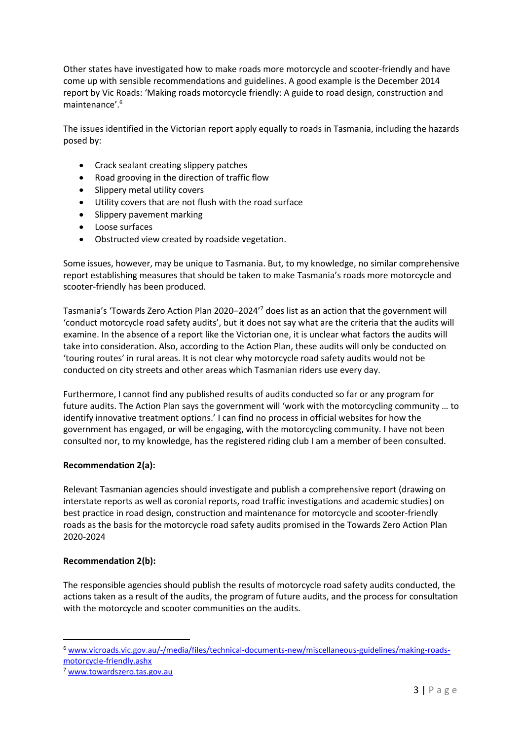Other states have investigated how to make roads more motorcycle and scooter-friendly and have come up with sensible recommendations and guidelines. A good example is the December 2014 report by Vic Roads: 'Making roads motorcycle friendly: A guide to road design, construction and maintenance'.[6]

The issues identified in the Victorian report apply equally to roads in Tasmania, including the hazards posed by:

- Crack sealant creating slippery patches
- Road grooving in the direction of traffic flow
- Slippery metal utility covers
- Utility covers that are not flush with the road surface
- Slippery pavement marking
- Loose surfaces
- Obstructed view created by roadside vegetation.

Some issues, however, may be unique to Tasmania. But, to my knowledge, no similar comprehensive report establishing measures that should be taken to make Tasmania's roads more motorcycle and scooter-friendly has been produced.

Tasmania's 'Towards Zero Action Plan 2020–2024'[7] does list as an action that the government will 'conduct motorcycle road safety audits', but it does not say what are the criteria that the audits will examine. In the absence of a report like the Victorian one, it is unclear what factors the audits will take into consideration. Also, according to the Action Plan, these audits will only be conducted on 'touring routes' in rural areas. It is not clear why motorcycle road safety audits would not be conducted on city streets and other areas which Tasmanian riders use every day.

Furthermore, I cannot find any published results of audits conducted so far or any program for future audits. The Action Plan says the government will 'work with the motorcycling community … to identify innovative treatment options.' I can find no process in official websites for how the government has engaged, or will be engaging, with the motorcycling community. I have not been consulted nor, to my knowledge, has the registered riding club I am a member of been consulted.

**Recommendation 2(a):**

Relevant Tasmanian agencies should investigate and publish a comprehensive report (drawing on interstate reports as well as coronial reports, road traffic investigations and academic studies) on best practice in road design, construction and maintenance for motorcycle and scooter-friendly roads as the basis for the motorcycle road safety audits promised in the Towards Zero Action Plan 2020-2024

**Recommendation 2(b):**

The responsible agencies should publish the results of motorcycle road safety audits conducted, the actions taken as a result of the audits, the program of future audits, and the process for consultation with the motorcycle and scooter communities on the audits.

---

[6] www.vicroads.vic.gov.au/-/media/files/technical-documents-new/miscellaneous-guidelines/making-roads-motorcycle-friendly.ashx

[7] www.towardszero.tas.gov.au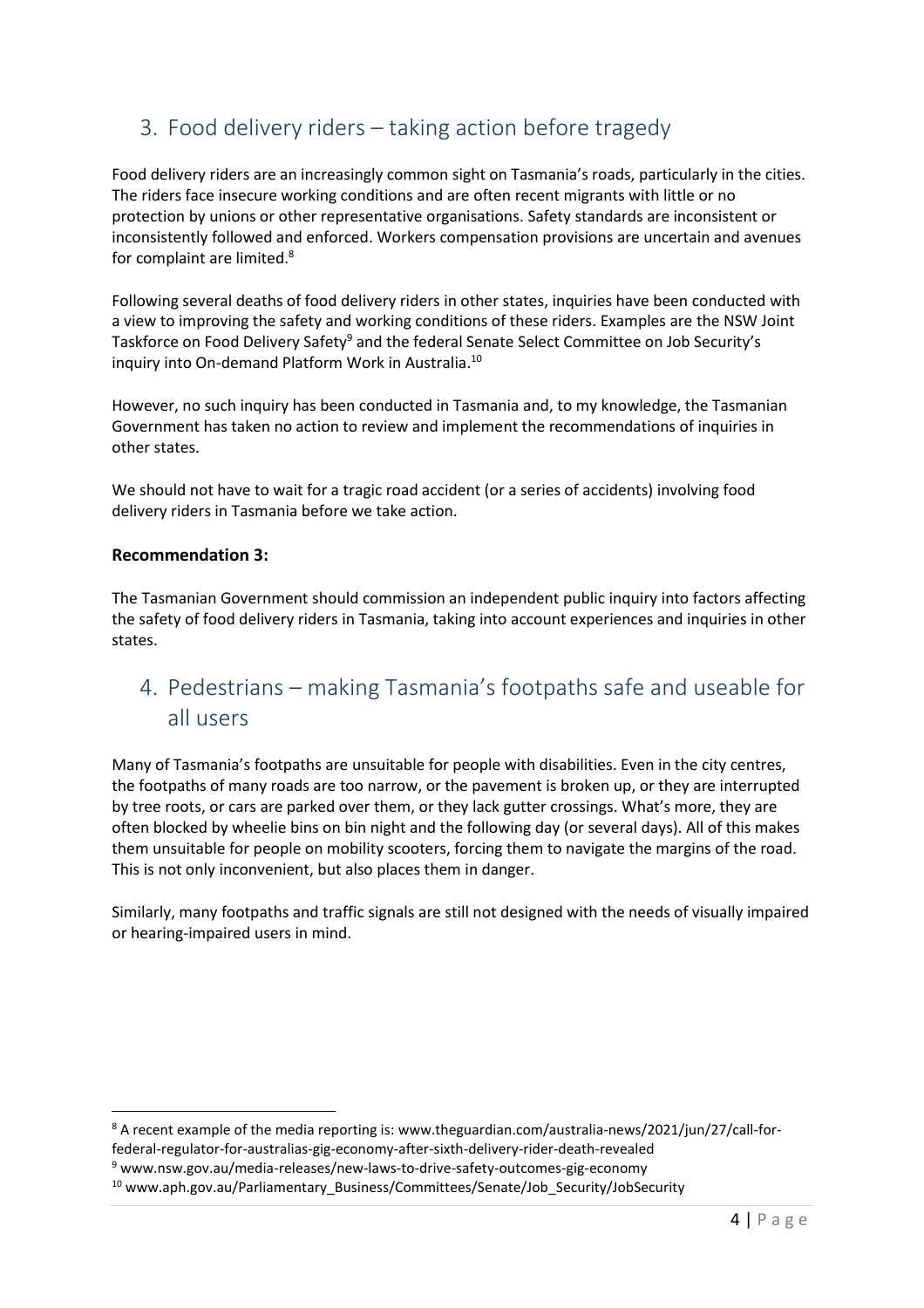## 3. Food delivery riders – taking action before tragedy

Food delivery riders are an increasingly common sight on Tasmania's roads, particularly in the cities. The riders face insecure working conditions and are often recent migrants with little or no protection by unions or other representative organisations. Safety standards are inconsistent or inconsistently followed and enforced. Workers compensation provisions are uncertain and avenues for complaint are limited.[8]

Following several deaths of food delivery riders in other states, inquiries have been conducted with a view to improving the safety and working conditions of these riders. Examples are the NSW Joint Taskforce on Food Delivery Safety[9] and the federal Senate Select Committee on Job Security's inquiry into On-demand Platform Work in Australia.[10]

However, no such inquiry has been conducted in Tasmania and, to my knowledge, the Tasmanian Government has taken no action to review and implement the recommendations of inquiries in other states.

We should not have to wait for a tragic road accident (or a series of accidents) involving food delivery riders in Tasmania before we take action.

**Recommendation 3:**

The Tasmanian Government should commission an independent public inquiry into factors affecting the safety of food delivery riders in Tasmania, taking into account experiences and inquiries in other states.

## 4. Pedestrians – making Tasmania's footpaths safe and useable for all users

Many of Tasmania's footpaths are unsuitable for people with disabilities. Even in the city centres, the footpaths of many roads are too narrow, or the pavement is broken up, or they are interrupted by tree roots, or cars are parked over them, or they lack gutter crossings. What's more, they are often blocked by wheelie bins on bin night and the following day (or several days). All of this makes them unsuitable for people on mobility scooters, forcing them to navigate the margins of the road. This is not only inconvenient, but also places them in danger.

Similarly, many footpaths and traffic signals are still not designed with the needs of visually impaired or hearing-impaired users in mind.

---

[8] A recent example of the media reporting is: www.theguardian.com/australia-news/2021/jun/27/call-for-federal-regulator-for-australias-gig-economy-after-sixth-delivery-rider-death-revealed

[9] www.nsw.gov.au/media-releases/new-laws-to-drive-safety-outcomes-gig-economy

[10] www.aph.gov.au/Parliamentary_Business/Committees/Senate/Job_Security/JobSecurity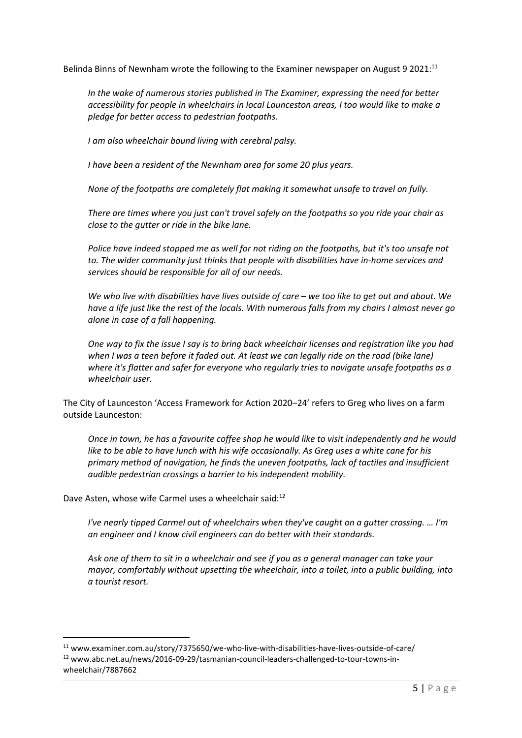Belinda Binns of Newnham wrote the following to the Examiner newspaper on August 9 2021:[11]

> *In the wake of numerous stories published in The Examiner, expressing the need for better accessibility for people in wheelchairs in local Launceston areas, I too would like to make a pledge for better access to pedestrian footpaths.*
>
> *I am also wheelchair bound living with cerebral palsy.*
>
> *I have been a resident of the Newnham area for some 20 plus years.*
>
> *None of the footpaths are completely flat making it somewhat unsafe to travel on fully.*
>
> *There are times where you just can't travel safely on the footpaths so you ride your chair as close to the gutter or ride in the bike lane.*
>
> *Police have indeed stopped me as well for not riding on the footpaths, but it's too unsafe not to. The wider community just thinks that people with disabilities have in-home services and services should be responsible for all of our needs.*
>
> *We who live with disabilities have lives outside of care – we too like to get out and about. We have a life just like the rest of the locals. With numerous falls from my chairs I almost never go alone in case of a fall happening.*
>
> *One way to fix the issue I say is to bring back wheelchair licenses and registration like you had when I was a teen before it faded out. At least we can legally ride on the road (bike lane) where it's flatter and safer for everyone who regularly tries to navigate unsafe footpaths as a wheelchair user.*

The City of Launceston 'Access Framework for Action 2020–24' refers to Greg who lives on a farm outside Launceston:

> *Once in town, he has a favourite coffee shop he would like to visit independently and he would like to be able to have lunch with his wife occasionally. As Greg uses a white cane for his primary method of navigation, he finds the uneven footpaths, lack of tactiles and insufficient audible pedestrian crossings a barrier to his independent mobility.*

Dave Asten, whose wife Carmel uses a wheelchair said:[12]

> *I've nearly tipped Carmel out of wheelchairs when they've caught on a gutter crossing. … I'm an engineer and I know civil engineers can do better with their standards.*
>
> *Ask one of them to sit in a wheelchair and see if you as a general manager can take your mayor, comfortably without upsetting the wheelchair, into a toilet, into a public building, into a tourist resort.*

---

[11] www.examiner.com.au/story/7375650/we-who-live-with-disabilities-have-lives-outside-of-care/

[12] www.abc.net.au/news/2016-09-29/tasmanian-council-leaders-challenged-to-tour-towns-in-wheelchair/7887662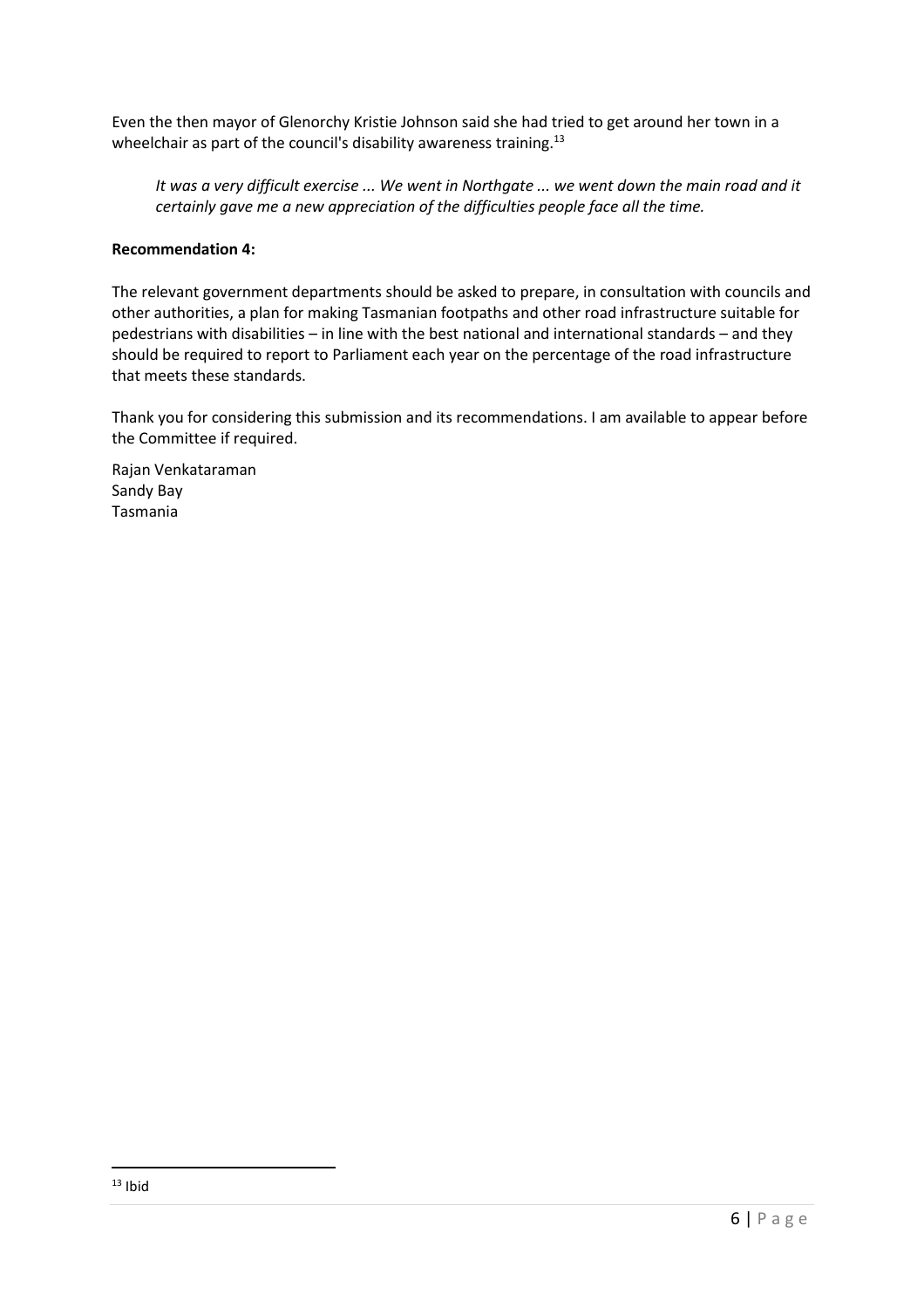Even the then mayor of Glenorchy Kristie Johnson said she had tried to get around her town in a wheelchair as part of the council's disability awareness training.[13]

*It was a very difficult exercise ... We went in Northgate ... we went down the main road and it certainly gave me a new appreciation of the difficulties people face all the time.*

**Recommendation 4:**

The relevant government departments should be asked to prepare, in consultation with councils and other authorities, a plan for making Tasmanian footpaths and other road infrastructure suitable for pedestrians with disabilities – in line with the best national and international standards – and they should be required to report to Parliament each year on the percentage of the road infrastructure that meets these standards.

Thank you for considering this submission and its recommendations. I am available to appear before the Committee if required.

Rajan Venkataraman
Sandy Bay
Tasmania

[13] Ibid